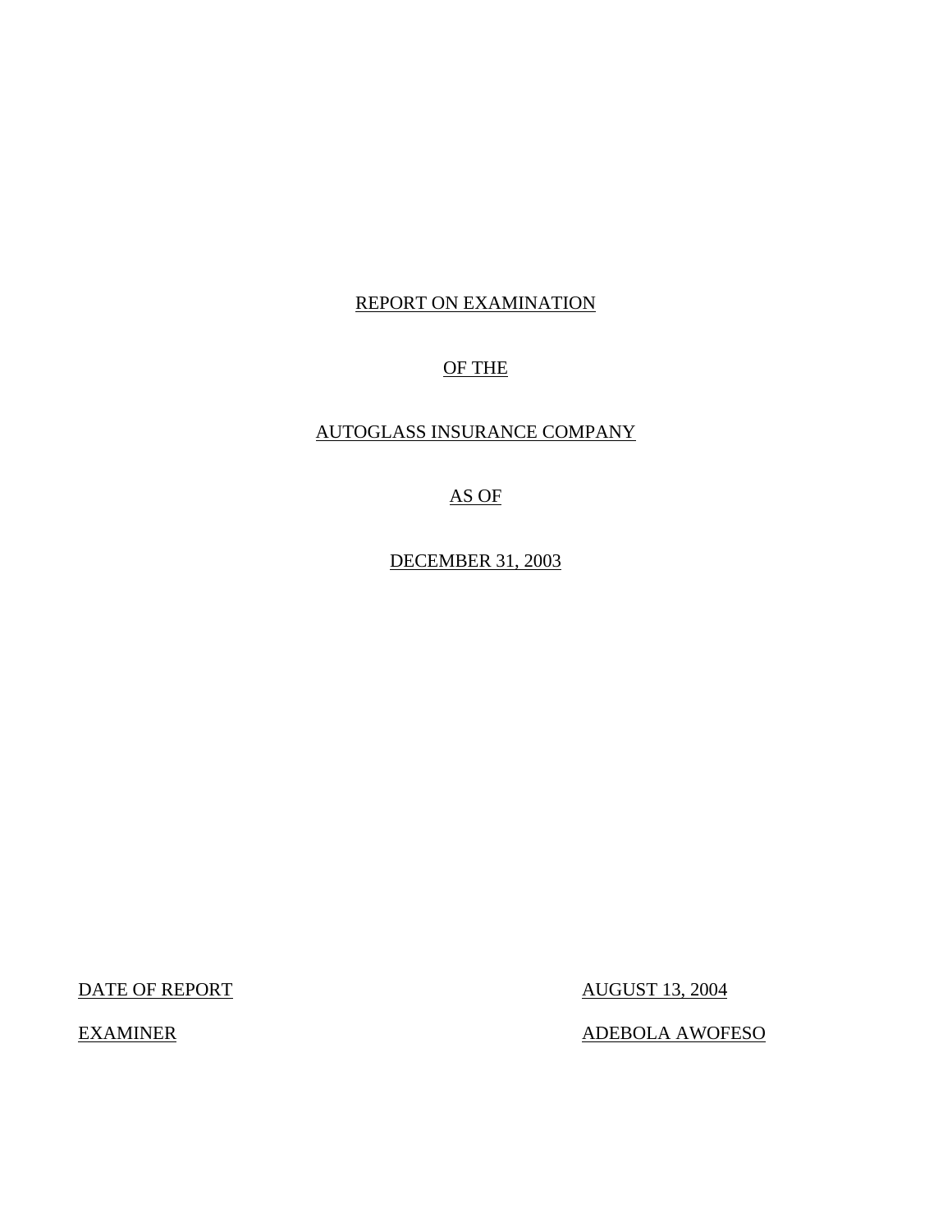REPORT ON EXAMINATION

OF THE

AUTOGLASS INSURANCE COMPANY

AS OF

DECEMBER 31, 2003

| | |
|---|---|
| DATE OF REPORT | AUGUST 13, 2004 |
| EXAMINER | ADEBOLA AWOFESO |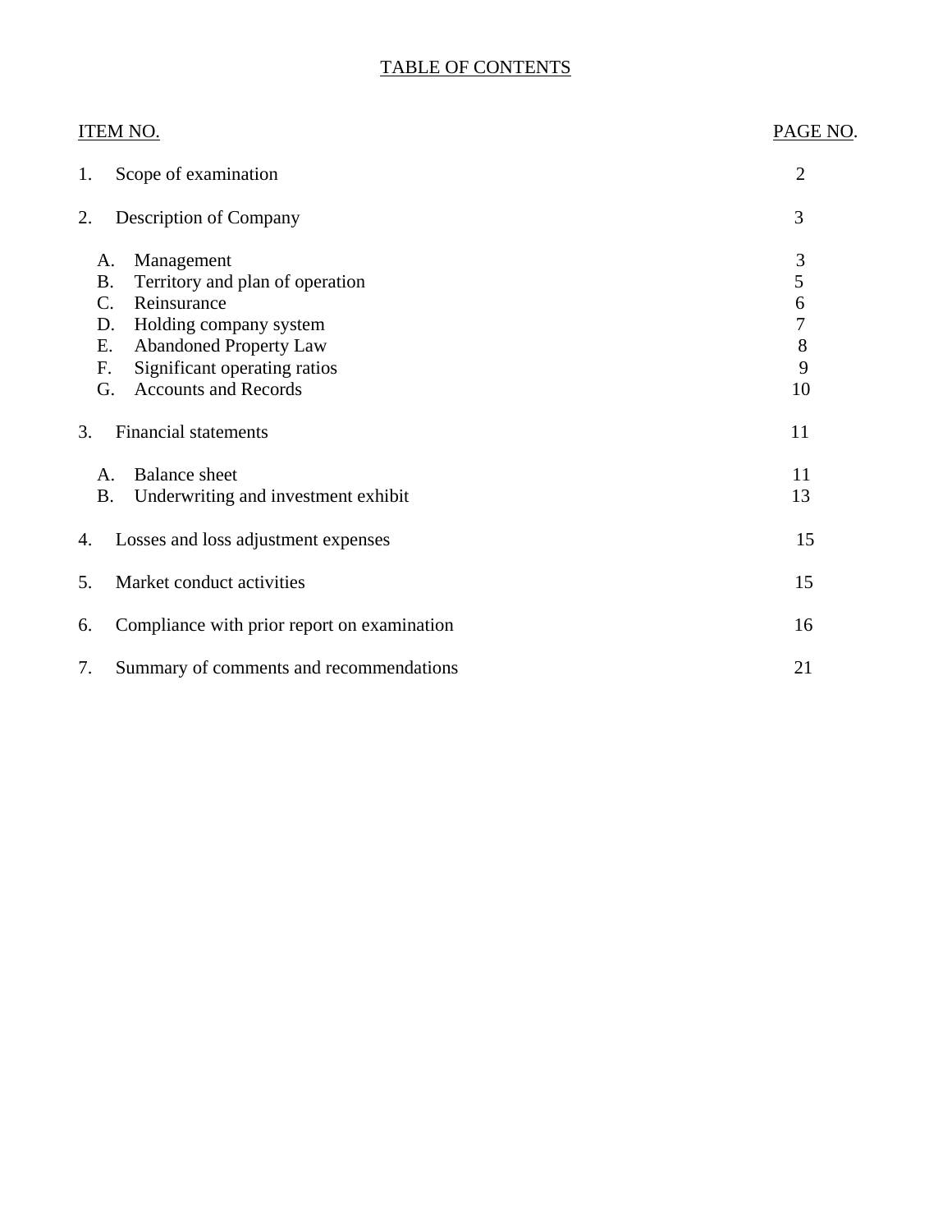# TABLE OF CONTENTS

| ITEM NO. | | PAGE NO. |
|---|---|---|
| 1. | Scope of examination | 2 |
| 2. | Description of Company | 3 |
| | A. Management | 3 |
| | B. Territory and plan of operation | 5 |
| | C. Reinsurance | 6 |
| | D. Holding company system | 7 |
| | E. Abandoned Property Law | 8 |
| | F. Significant operating ratios | 9 |
| | G. Accounts and Records | 10 |
| 3. | Financial statements | 11 |
| | A. Balance sheet | 11 |
| | B. Underwriting and investment exhibit | 13 |
| 4. | Losses and loss adjustment expenses | 15 |
| 5. | Market conduct activities | 15 |
| 6. | Compliance with prior report on examination | 16 |
| 7. | Summary of comments and recommendations | 21 |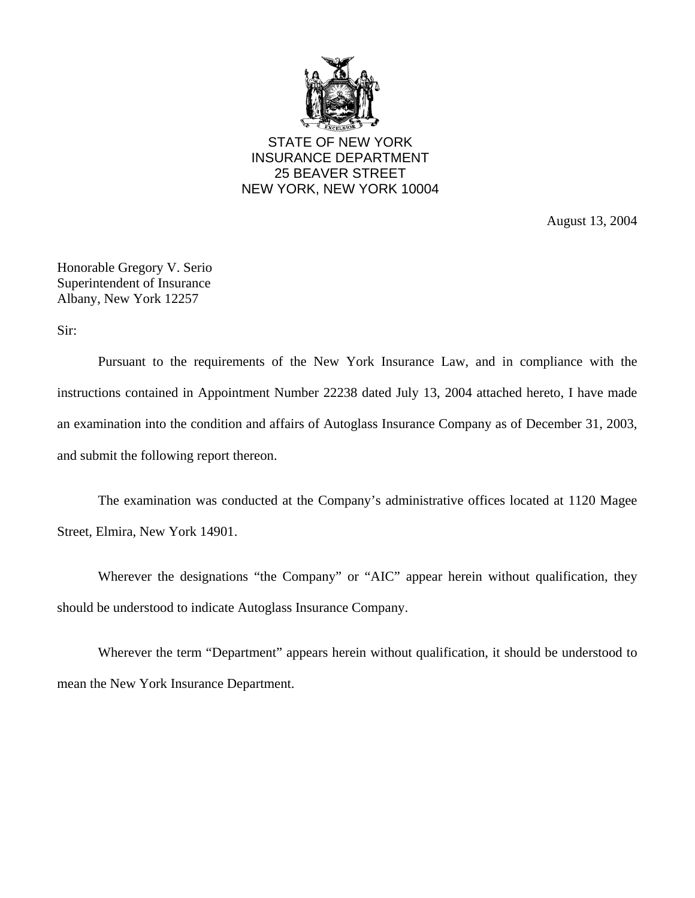STATE OF NEW YORK
INSURANCE DEPARTMENT
25 BEAVER STREET
NEW YORK, NEW YORK 10004

August 13, 2004

Honorable Gregory V. Serio
Superintendent of Insurance
Albany, New York 12257

Sir:

Pursuant to the requirements of the New York Insurance Law, and in compliance with the instructions contained in Appointment Number 22238 dated July 13, 2004 attached hereto, I have made an examination into the condition and affairs of Autoglass Insurance Company as of December 31, 2003, and submit the following report thereon.

The examination was conducted at the Company's administrative offices located at 1120 Magee Street, Elmira, New York 14901.

Wherever the designations "the Company" or "AIC" appear herein without qualification, they should be understood to indicate Autoglass Insurance Company.

Wherever the term "Department" appears herein without qualification, it should be understood to mean the New York Insurance Department.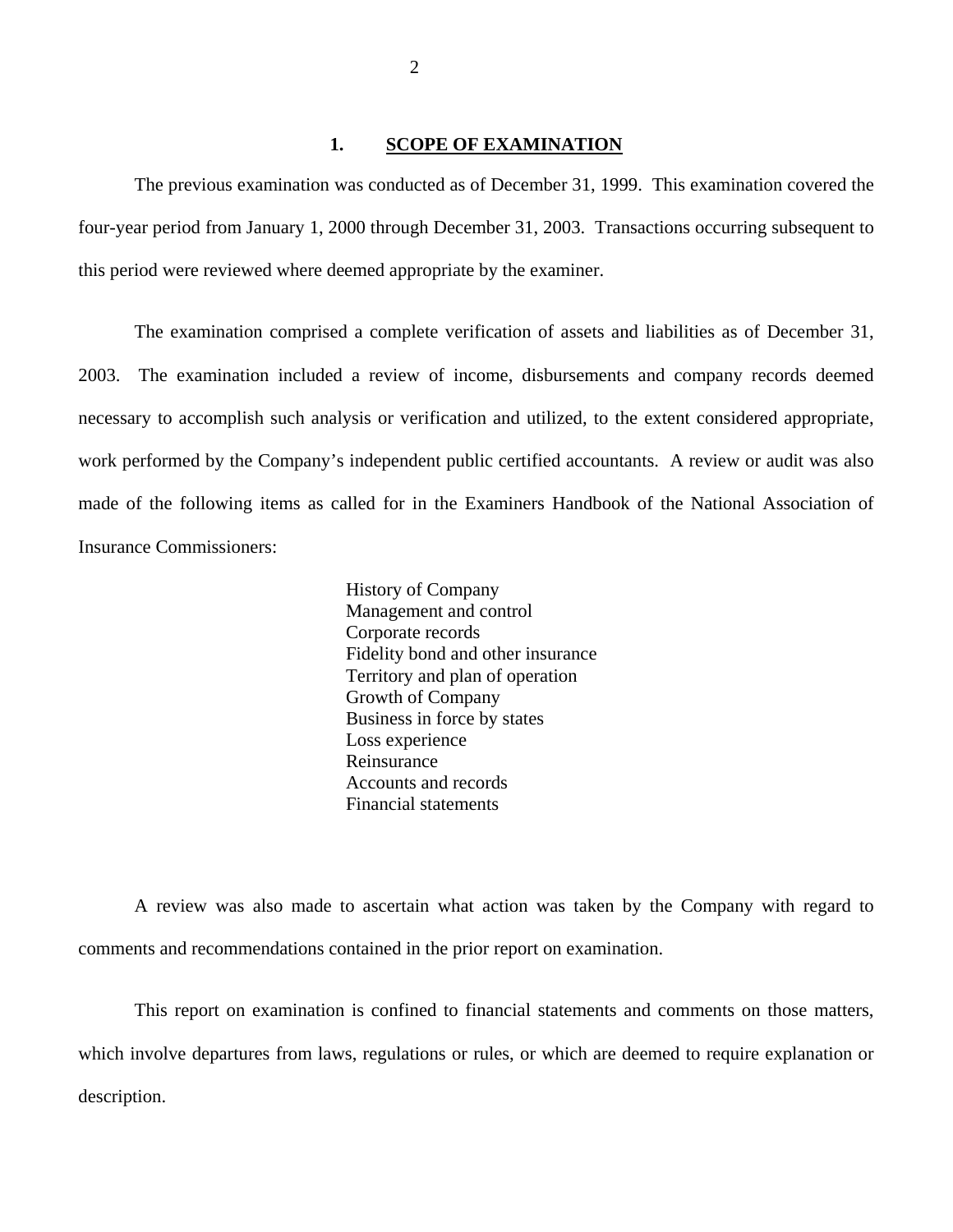## 1. SCOPE OF EXAMINATION

The previous examination was conducted as of December 31, 1999. This examination covered the four-year period from January 1, 2000 through December 31, 2003. Transactions occurring subsequent to this period were reviewed where deemed appropriate by the examiner.

The examination comprised a complete verification of assets and liabilities as of December 31, 2003. The examination included a review of income, disbursements and company records deemed necessary to accomplish such analysis or verification and utilized, to the extent considered appropriate, work performed by the Company's independent public certified accountants. A review or audit was also made of the following items as called for in the Examiners Handbook of the National Association of Insurance Commissioners:

- History of Company
- Management and control
- Corporate records
- Fidelity bond and other insurance
- Territory and plan of operation
- Growth of Company
- Business in force by states
- Loss experience
- Reinsurance
- Accounts and records
- Financial statements

A review was also made to ascertain what action was taken by the Company with regard to comments and recommendations contained in the prior report on examination.

This report on examination is confined to financial statements and comments on those matters, which involve departures from laws, regulations or rules, or which are deemed to require explanation or description.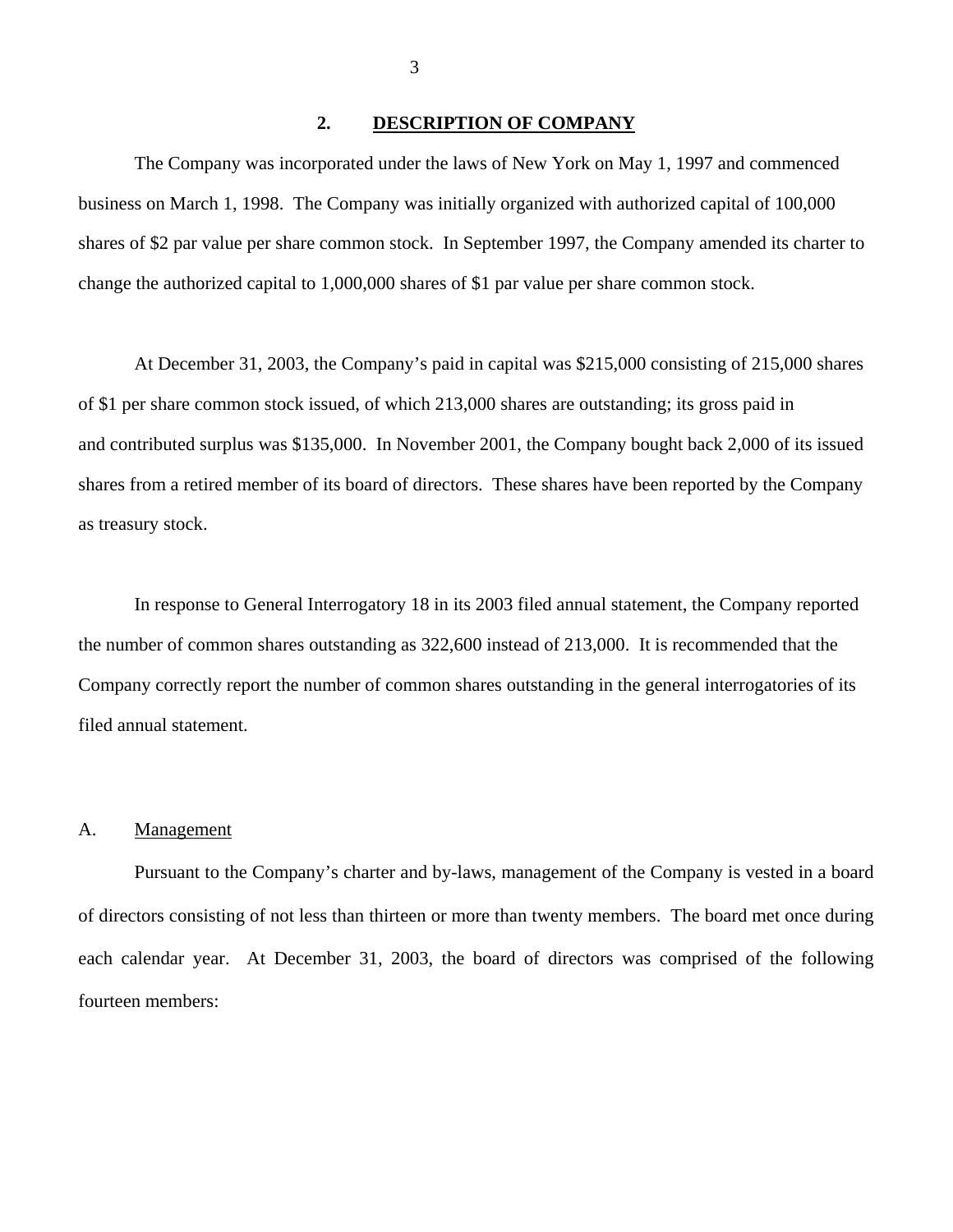## 2. DESCRIPTION OF COMPANY

The Company was incorporated under the laws of New York on May 1, 1997 and commenced business on March 1, 1998. The Company was initially organized with authorized capital of 100,000 shares of $2 par value per share common stock. In September 1997, the Company amended its charter to change the authorized capital to 1,000,000 shares of $1 par value per share common stock.

At December 31, 2003, the Company's paid in capital was $215,000 consisting of 215,000 shares of $1 per share common stock issued, of which 213,000 shares are outstanding; its gross paid in and contributed surplus was $135,000. In November 2001, the Company bought back 2,000 of its issued shares from a retired member of its board of directors. These shares have been reported by the Company as treasury stock.

In response to General Interrogatory 18 in its 2003 filed annual statement, the Company reported the number of common shares outstanding as 322,600 instead of 213,000. It is recommended that the Company correctly report the number of common shares outstanding in the general interrogatories of its filed annual statement.

### A. Management

Pursuant to the Company's charter and by-laws, management of the Company is vested in a board of directors consisting of not less than thirteen or more than twenty members. The board met once during each calendar year. At December 31, 2003, the board of directors was comprised of the following fourteen members: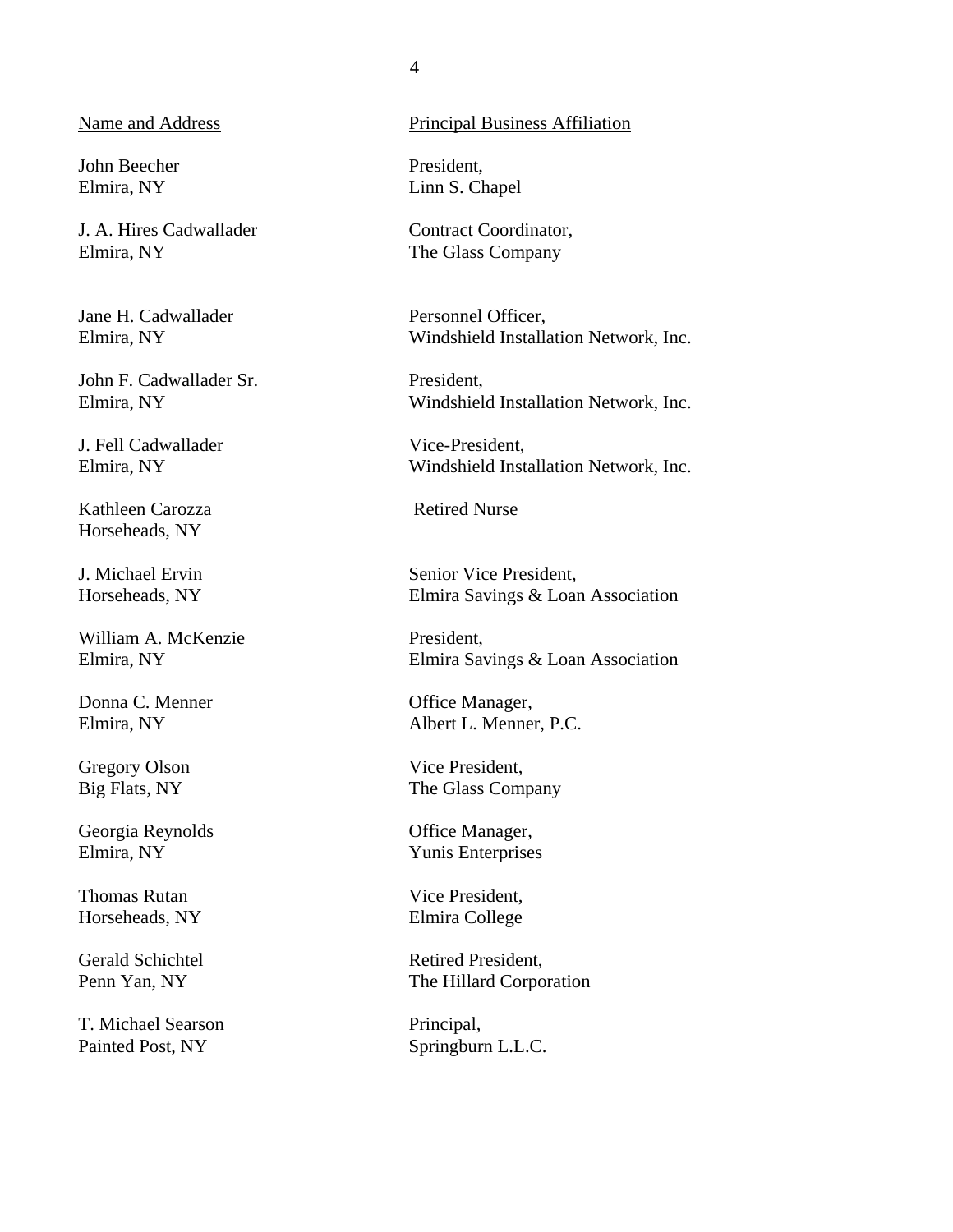| Name and Address | Principal Business Affiliation |
|---|---|
| John Beecher<br>Elmira, NY | President,<br>Linn S. Chapel |
| J. A. Hires Cadwallader<br>Elmira, NY | Contract Coordinator,<br>The Glass Company |
| Jane H. Cadwallader<br>Elmira, NY | Personnel Officer,<br>Windshield Installation Network, Inc. |
| John F. Cadwallader Sr.<br>Elmira, NY | President,<br>Windshield Installation Network, Inc. |
| J. Fell Cadwallader<br>Elmira, NY | Vice-President,<br>Windshield Installation Network, Inc. |
| Kathleen Carozza<br>Horseheads, NY | Retired Nurse |
| J. Michael Ervin<br>Horseheads, NY | Senior Vice President,<br>Elmira Savings & Loan Association |
| William A. McKenzie<br>Elmira, NY | President,<br>Elmira Savings & Loan Association |
| Donna C. Menner<br>Elmira, NY | Office Manager,<br>Albert L. Menner, P.C. |
| Gregory Olson<br>Big Flats, NY | Vice President,<br>The Glass Company |
| Georgia Reynolds<br>Elmira, NY | Office Manager,<br>Yunis Enterprises |
| Thomas Rutan<br>Horseheads, NY | Vice President,<br>Elmira College |
| Gerald Schichtel<br>Penn Yan, NY | Retired President,<br>The Hillard Corporation |
| T. Michael Searson<br>Painted Post, NY | Principal,<br>Springburn L.L.C. |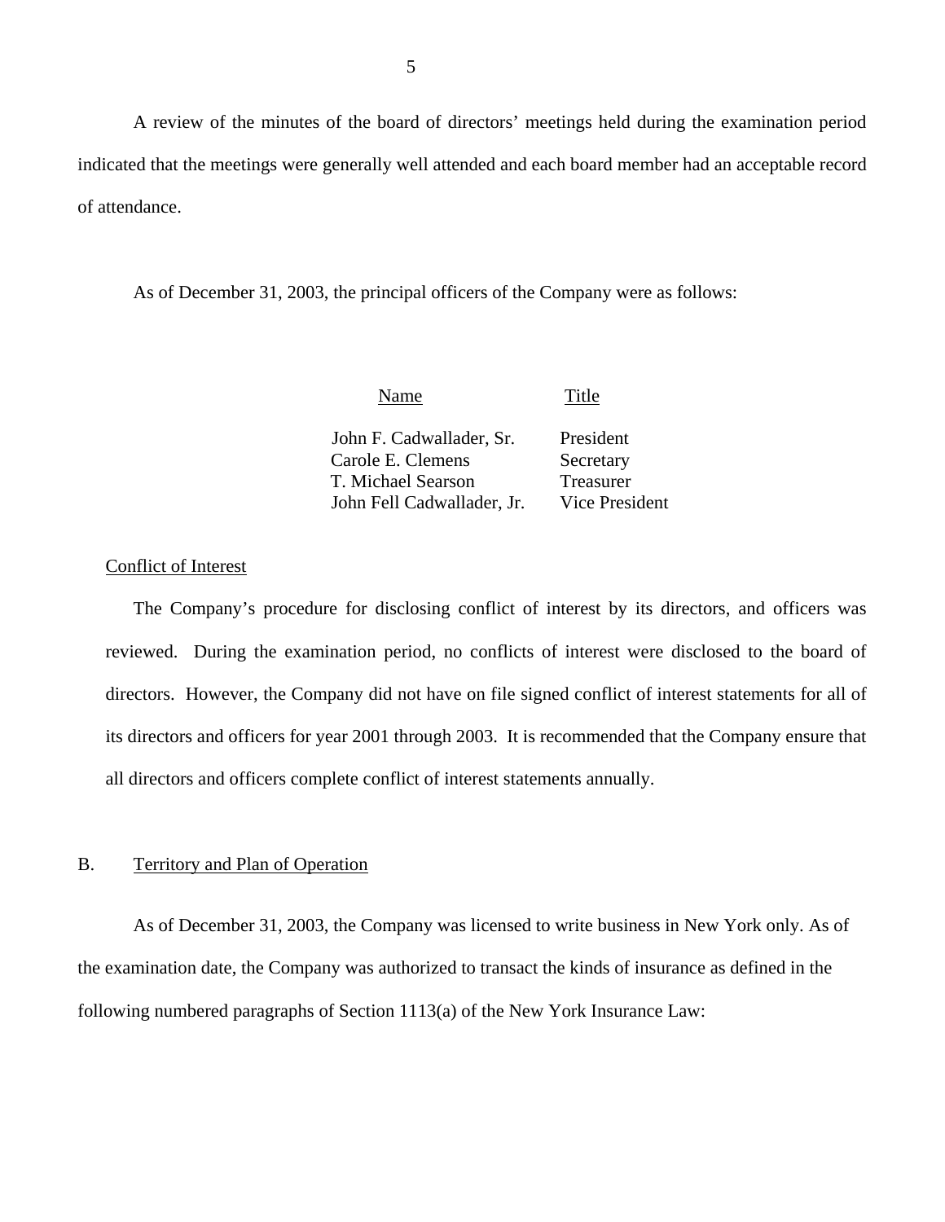A review of the minutes of the board of directors' meetings held during the examination period indicated that the meetings were generally well attended and each board member had an acceptable record of attendance.

As of December 31, 2003, the principal officers of the Company were as follows:

| Name | Title |
|---|---|
| John F. Cadwallader, Sr. | President |
| Carole E. Clemens | Secretary |
| T. Michael Searson | Treasurer |
| John Fell Cadwallader, Jr. | Vice President |

Conflict of Interest

The Company's procedure for disclosing conflict of interest by its directors, and officers was reviewed. During the examination period, no conflicts of interest were disclosed to the board of directors. However, the Company did not have on file signed conflict of interest statements for all of its directors and officers for year 2001 through 2003. It is recommended that the Company ensure that all directors and officers complete conflict of interest statements annually.

## B. Territory and Plan of Operation

As of December 31, 2003, the Company was licensed to write business in New York only. As of the examination date, the Company was authorized to transact the kinds of insurance as defined in the following numbered paragraphs of Section 1113(a) of the New York Insurance Law: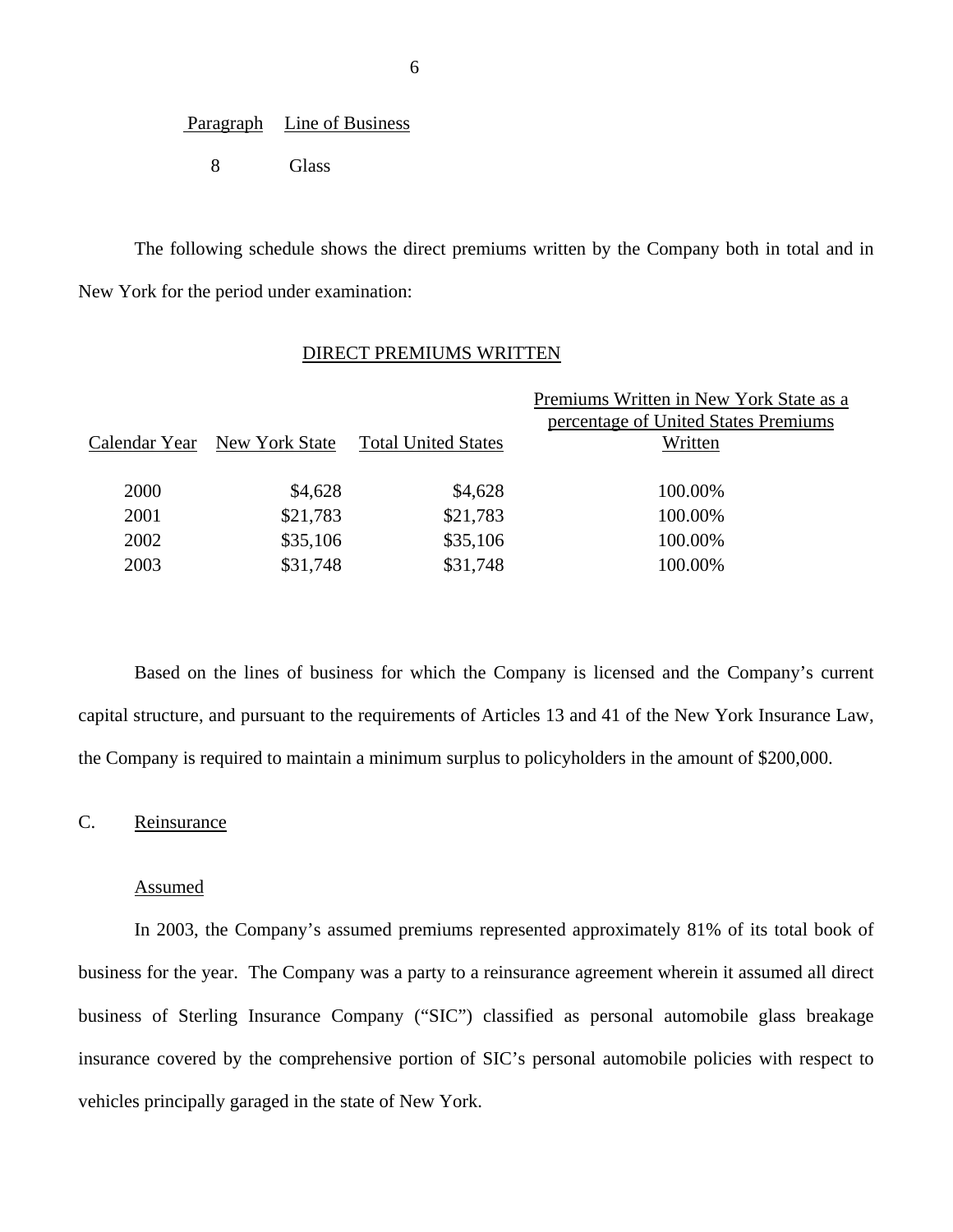| Paragraph | Line of Business |
|---|---|
| 8 | Glass |

The following schedule shows the direct premiums written by the Company both in total and in New York for the period under examination:

DIRECT PREMIUMS WRITTEN

| Calendar Year | New York State | Total United States | Premiums Written in New York State as a percentage of United States Premiums Written |
|---|---|---|---|
| 2000 | $4,628 | $4,628 | 100.00% |
| 2001 | $21,783 | $21,783 | 100.00% |
| 2002 | $35,106 | $35,106 | 100.00% |
| 2003 | $31,748 | $31,748 | 100.00% |

Based on the lines of business for which the Company is licensed and the Company's current capital structure, and pursuant to the requirements of Articles 13 and 41 of the New York Insurance Law, the Company is required to maintain a minimum surplus to policyholders in the amount of $200,000.

## C. Reinsurance

### Assumed

In 2003, the Company's assumed premiums represented approximately 81% of its total book of business for the year. The Company was a party to a reinsurance agreement wherein it assumed all direct business of Sterling Insurance Company ("SIC") classified as personal automobile glass breakage insurance covered by the comprehensive portion of SIC's personal automobile policies with respect to vehicles principally garaged in the state of New York.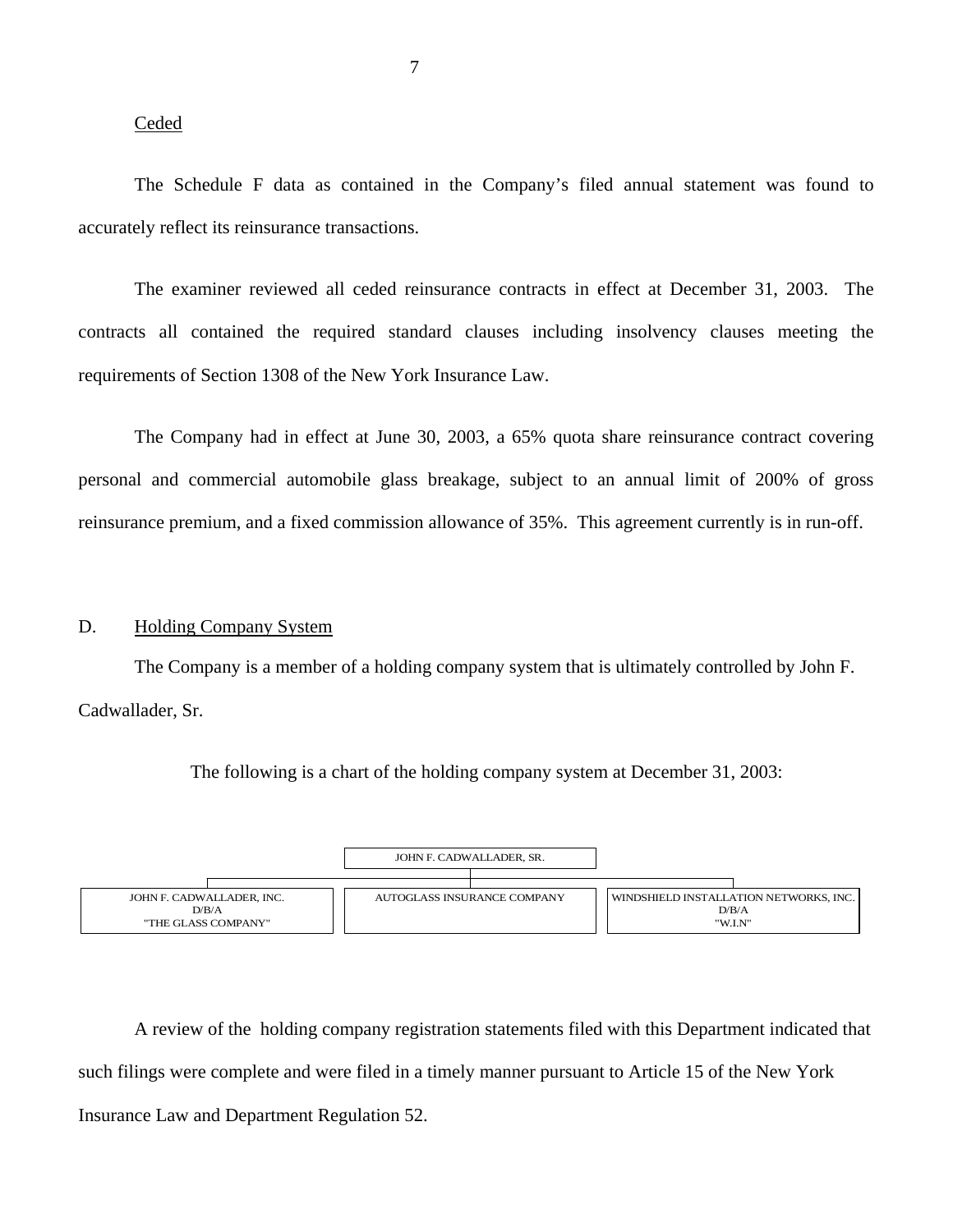Ceded

The Schedule F data as contained in the Company's filed annual statement was found to accurately reflect its reinsurance transactions.

The examiner reviewed all ceded reinsurance contracts in effect at December 31, 2003. The contracts all contained the required standard clauses including insolvency clauses meeting the requirements of Section 1308 of the New York Insurance Law.

The Company had in effect at June 30, 2003, a 65% quota share reinsurance contract covering personal and commercial automobile glass breakage, subject to an annual limit of 200% of gross reinsurance premium, and a fixed commission allowance of 35%. This agreement currently is in run-off.

## D. Holding Company System

The Company is a member of a holding company system that is ultimately controlled by John F. Cadwallader, Sr.

The following is a chart of the holding company system at December 31, 2003:

JOHN F. CADWALLADER, SR.

| JOHN F. CADWALLADER, INC. D/B/A "THE GLASS COMPANY" | AUTOGLASS INSURANCE COMPANY | WINDSHIELD INSTALLATION NETWORKS, INC. D/B/A "W.I.N" |
| --- | --- | --- |

A review of the holding company registration statements filed with this Department indicated that such filings were complete and were filed in a timely manner pursuant to Article 15 of the New York Insurance Law and Department Regulation 52.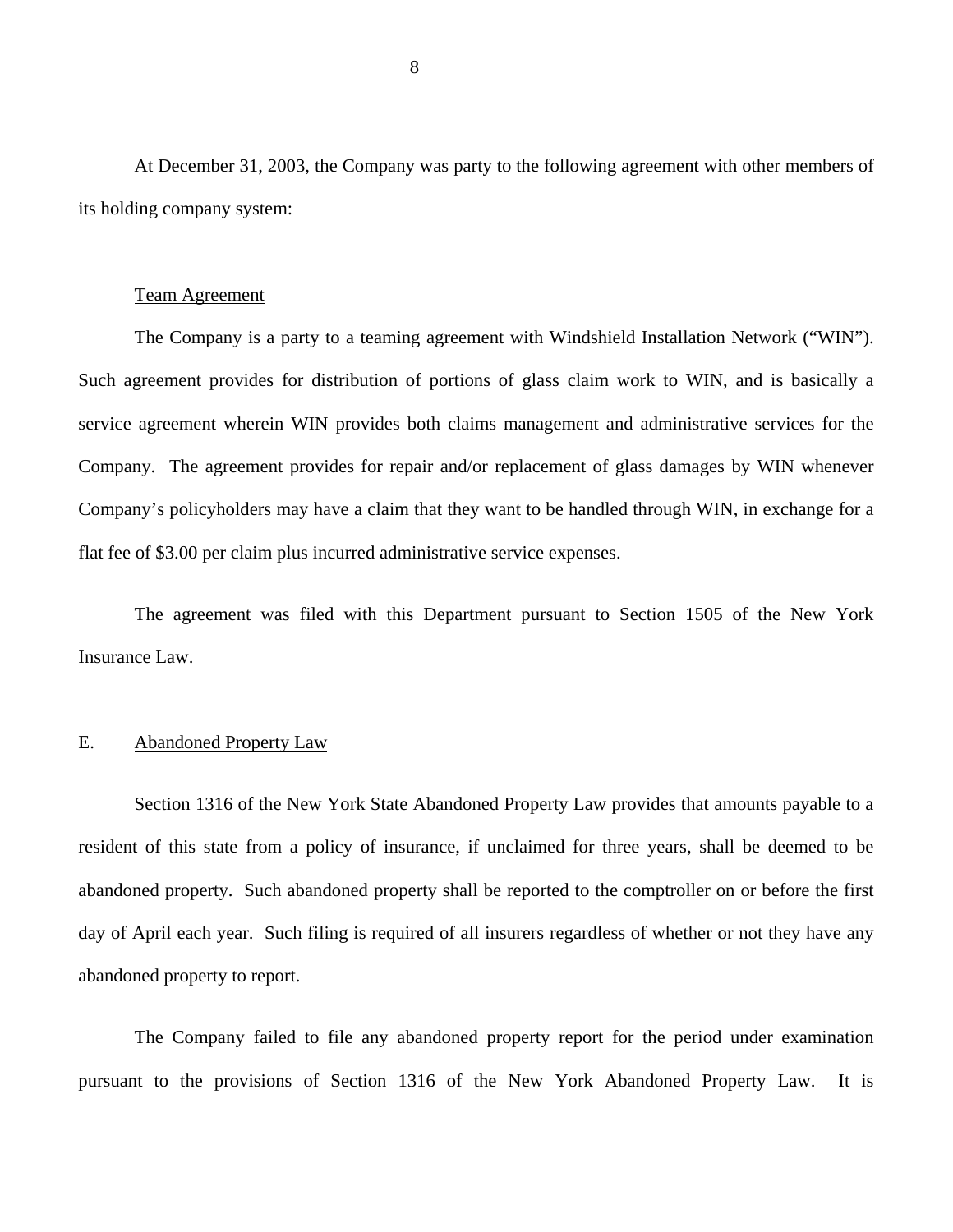At December 31, 2003, the Company was party to the following agreement with other members of its holding company system:

Team Agreement

The Company is a party to a teaming agreement with Windshield Installation Network ("WIN"). Such agreement provides for distribution of portions of glass claim work to WIN, and is basically a service agreement wherein WIN provides both claims management and administrative services for the Company. The agreement provides for repair and/or replacement of glass damages by WIN whenever Company's policyholders may have a claim that they want to be handled through WIN, in exchange for a flat fee of $3.00 per claim plus incurred administrative service expenses.

The agreement was filed with this Department pursuant to Section 1505 of the New York Insurance Law.

## E. Abandoned Property Law

Section 1316 of the New York State Abandoned Property Law provides that amounts payable to a resident of this state from a policy of insurance, if unclaimed for three years, shall be deemed to be abandoned property. Such abandoned property shall be reported to the comptroller on or before the first day of April each year. Such filing is required of all insurers regardless of whether or not they have any abandoned property to report.

The Company failed to file any abandoned property report for the period under examination pursuant to the provisions of Section 1316 of the New York Abandoned Property Law. It is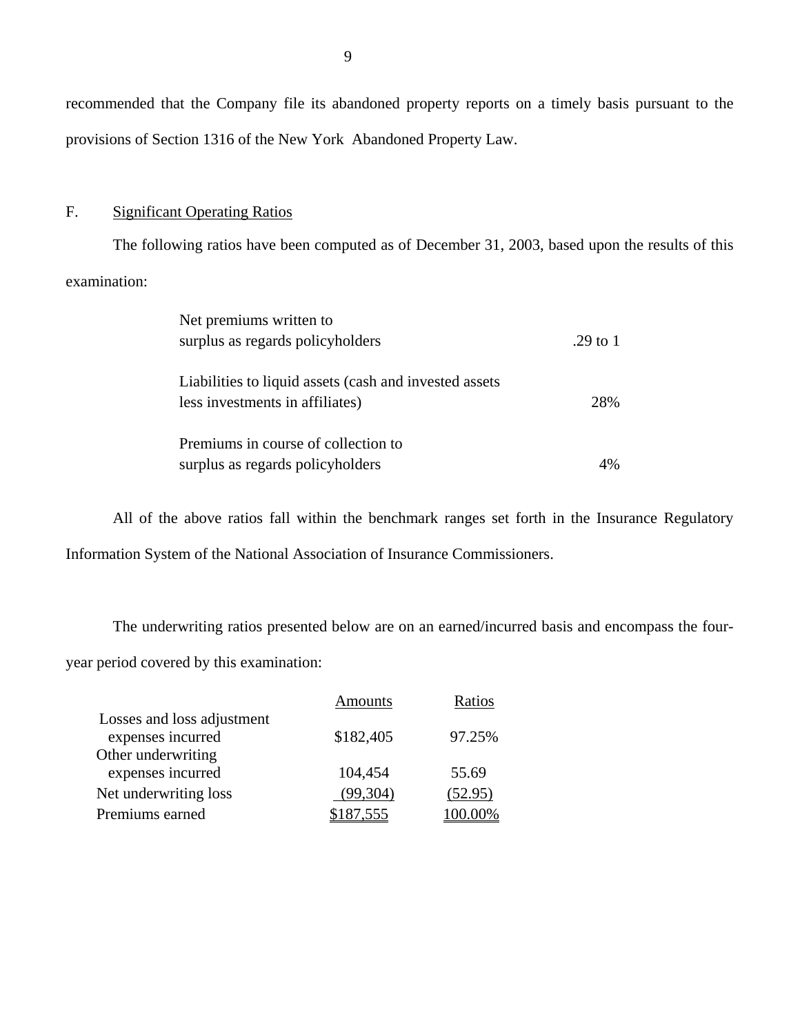recommended that the Company file its abandoned property reports on a timely basis pursuant to the provisions of Section 1316 of the New York Abandoned Property Law.

F. Significant Operating Ratios

The following ratios have been computed as of December 31, 2003, based upon the results of this examination:

| | |
|---|---|
| Net premiums written to surplus as regards policyholders | .29 to 1 |
| Liabilities to liquid assets (cash and invested assets less investments in affiliates) | 28% |
| Premiums in course of collection to surplus as regards policyholders | 4% |

All of the above ratios fall within the benchmark ranges set forth in the Insurance Regulatory Information System of the National Association of Insurance Commissioners.

The underwriting ratios presented below are on an earned/incurred basis and encompass the four-year period covered by this examination:

| | Amounts | Ratios |
|---|---|---|
| Losses and loss adjustment expenses incurred | $182,405 | 97.25% |
| Other underwriting expenses incurred | 104,454 | 55.69 |
| Net underwriting loss | (99,304) | (52.95) |
| Premiums earned | $187,555 | 100.00% |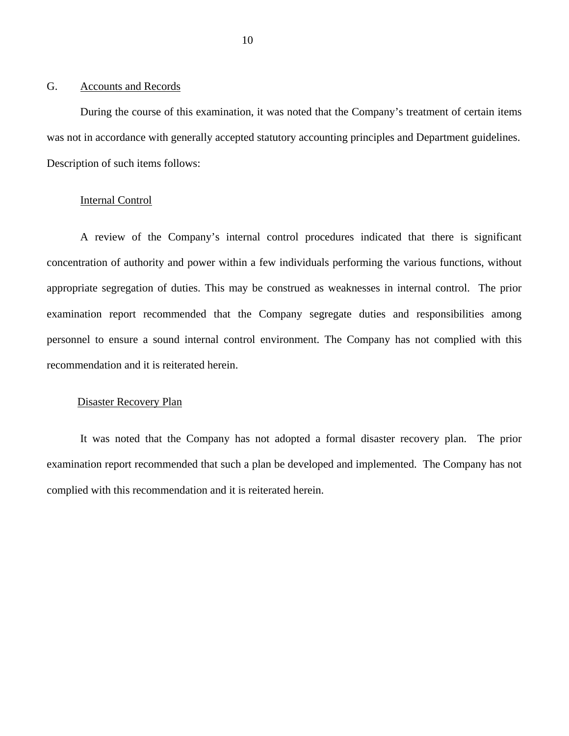G. Accounts and Records

During the course of this examination, it was noted that the Company's treatment of certain items was not in accordance with generally accepted statutory accounting principles and Department guidelines. Description of such items follows:

Internal Control

A review of the Company's internal control procedures indicated that there is significant concentration of authority and power within a few individuals performing the various functions, without appropriate segregation of duties. This may be construed as weaknesses in internal control. The prior examination report recommended that the Company segregate duties and responsibilities among personnel to ensure a sound internal control environment. The Company has not complied with this recommendation and it is reiterated herein.

Disaster Recovery Plan

It was noted that the Company has not adopted a formal disaster recovery plan. The prior examination report recommended that such a plan be developed and implemented. The Company has not complied with this recommendation and it is reiterated herein.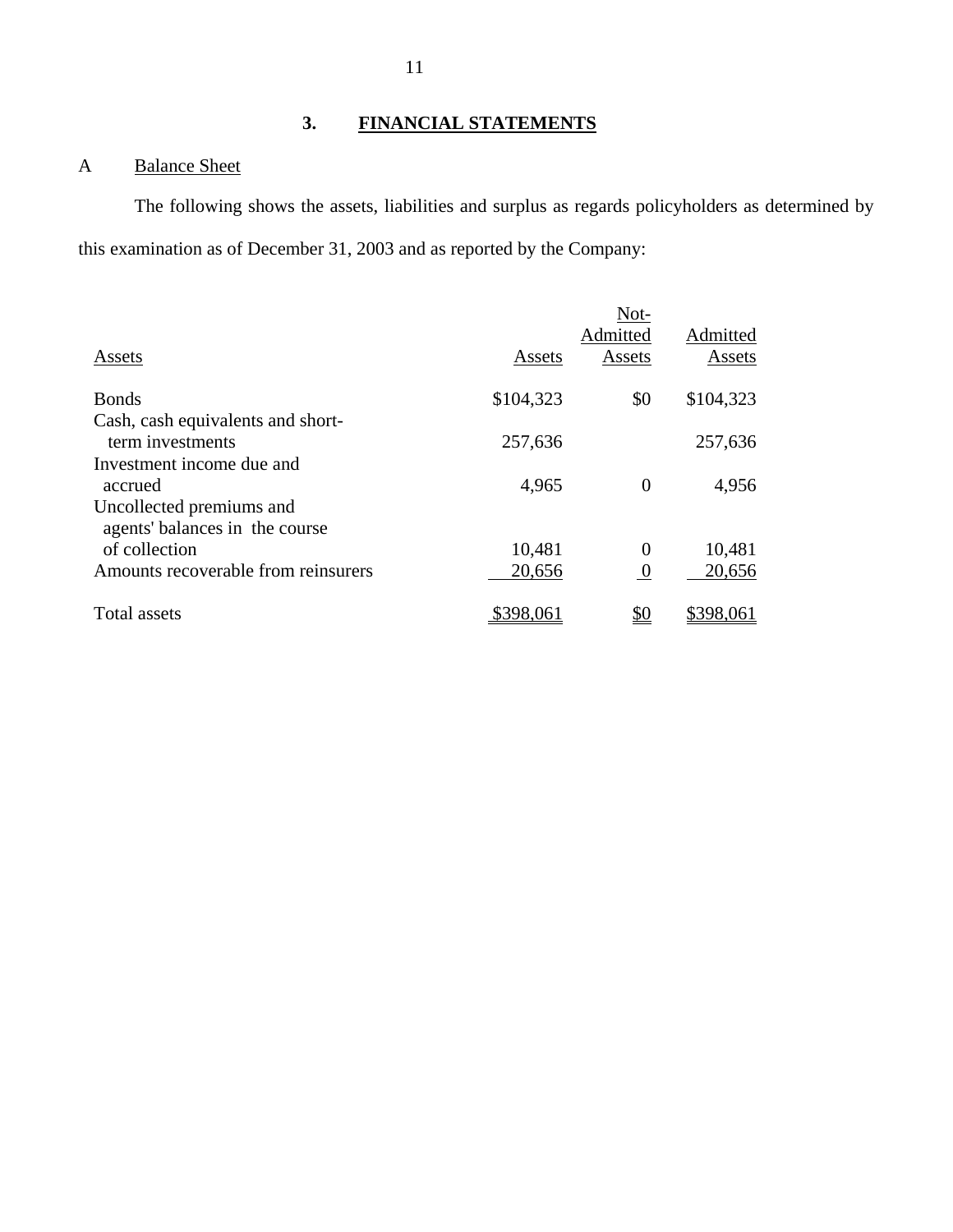## 3. FINANCIAL STATEMENTS

### A Balance Sheet

The following shows the assets, liabilities and surplus as regards policyholders as determined by this examination as of December 31, 2003 and as reported by the Company:

| Assets | Assets | Not-Admitted Assets | Admitted Assets |
|---|---|---|---|
| Bonds | $104,323 | $0 | $104,323 |
| Cash, cash equivalents and short-term investments | 257,636 | | 257,636 |
| Investment income due and accrued | 4,965 | 0 | 4,956 |
| Uncollected premiums and agents' balances in the course of collection | 10,481 | 0 | 10,481 |
| Amounts recoverable from reinsurers | 20,656 | 0 | 20,656 |
| Total assets | $398,061 | $0 | $398,061 |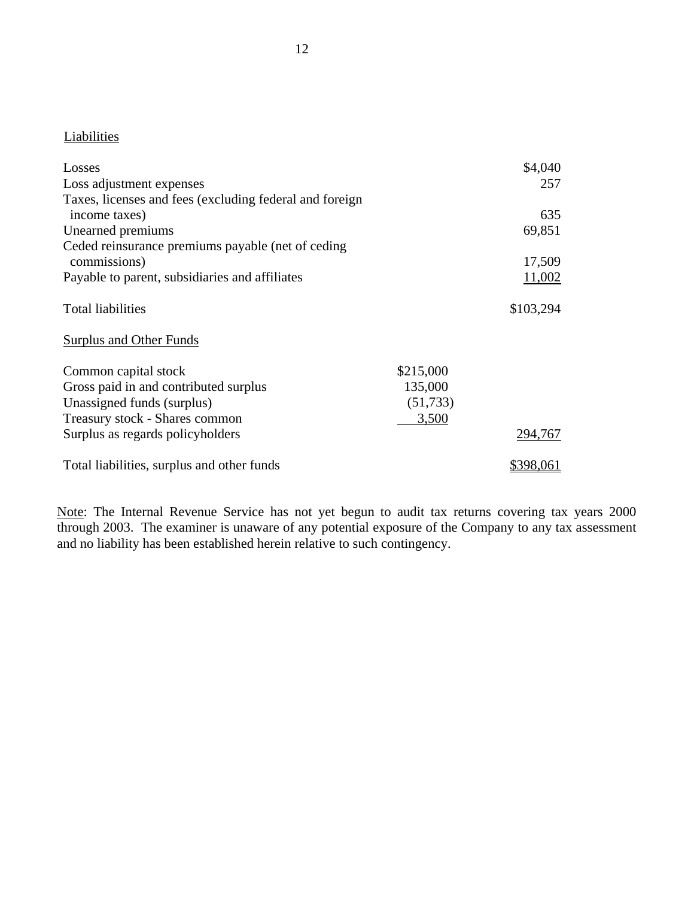Liabilities

| | | |
|---|---|---|
| Losses | | $4,040 |
| Loss adjustment expenses | | 257 |
| Taxes, licenses and fees (excluding federal and foreign income taxes) | | 635 |
| Unearned premiums | | 69,851 |
| Ceded reinsurance premiums payable (net of ceding commissions) | | 17,509 |
| Payable to parent, subsidiaries and affiliates | | 11,002 |
| Total liabilities | | $103,294 |

Surplus and Other Funds

| | | |
|---|---|---|
| Common capital stock | $215,000 | |
| Gross paid in and contributed surplus | 135,000 | |
| Unassigned funds (surplus) | (51,733) | |
| Treasury stock - Shares common | 3,500 | |
| Surplus as regards policyholders | | 294,767 |
| Total liabilities, surplus and other funds | | $398,061 |

Note: The Internal Revenue Service has not yet begun to audit tax returns covering tax years 2000 through 2003. The examiner is unaware of any potential exposure of the Company to any tax assessment and no liability has been established herein relative to such contingency.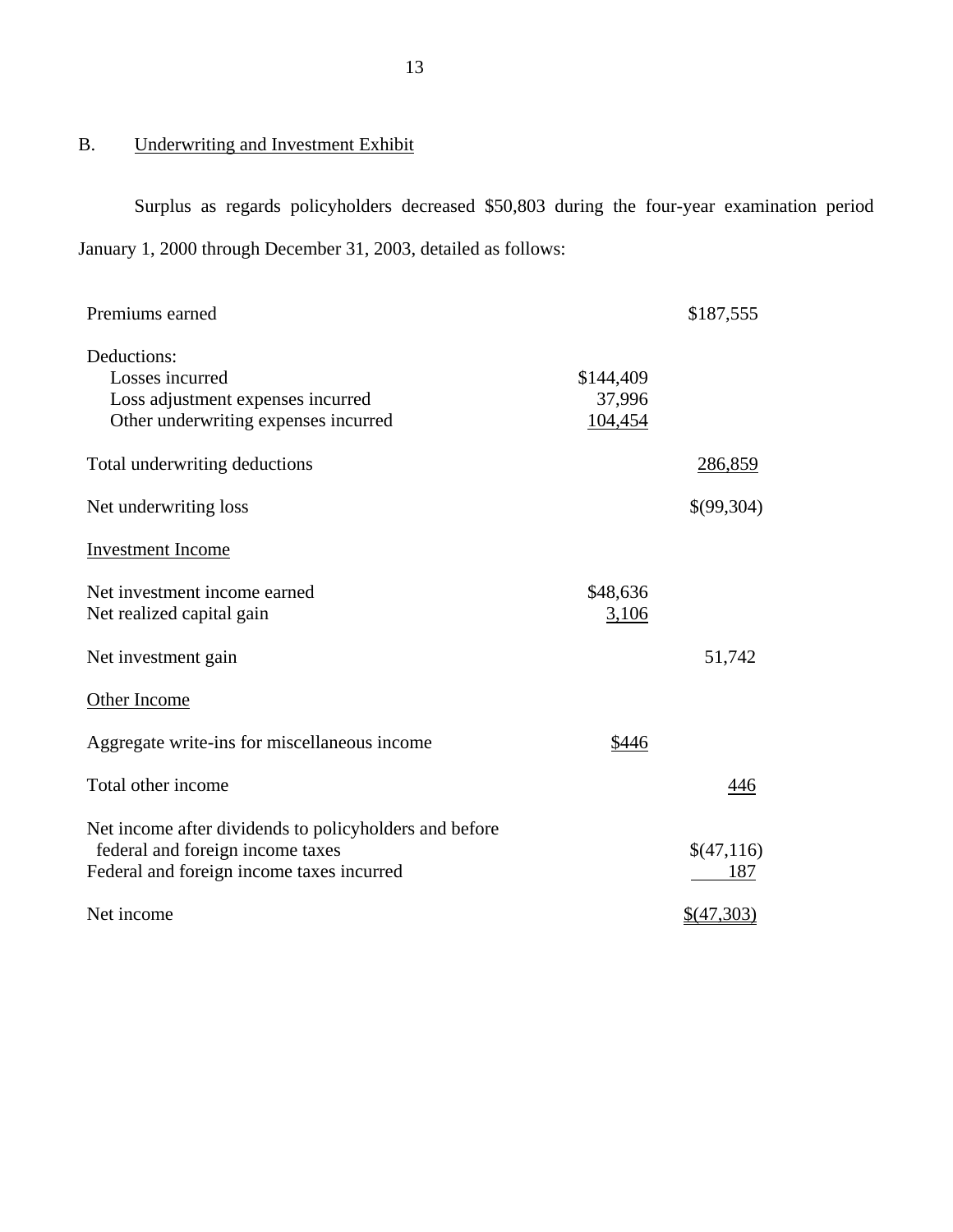## B. Underwriting and Investment Exhibit

Surplus as regards policyholders decreased $50,803 during the four-year examination period January 1, 2000 through December 31, 2003, detailed as follows:

| | | |
|---|---|---|
| Premiums earned | | $187,555 |
| Deductions: | | |
| Losses incurred | $144,409 | |
| Loss adjustment expenses incurred | 37,996 | |
| Other underwriting expenses incurred | 104,454 | |
| Total underwriting deductions | | 286,859 |
| Net underwriting loss | | $(99,304) |
| Investment Income | | |
| Net investment income earned | $48,636 | |
| Net realized capital gain | 3,106 | |
| Net investment gain | | 51,742 |
| Other Income | | |
| Aggregate write-ins for miscellaneous income | $446 | |
| Total other income | | 446 |
| Net income after dividends to policyholders and before federal and foreign income taxes | | $(47,116) |
| Federal and foreign income taxes incurred | | 187 |
| Net income | | $(47,303) |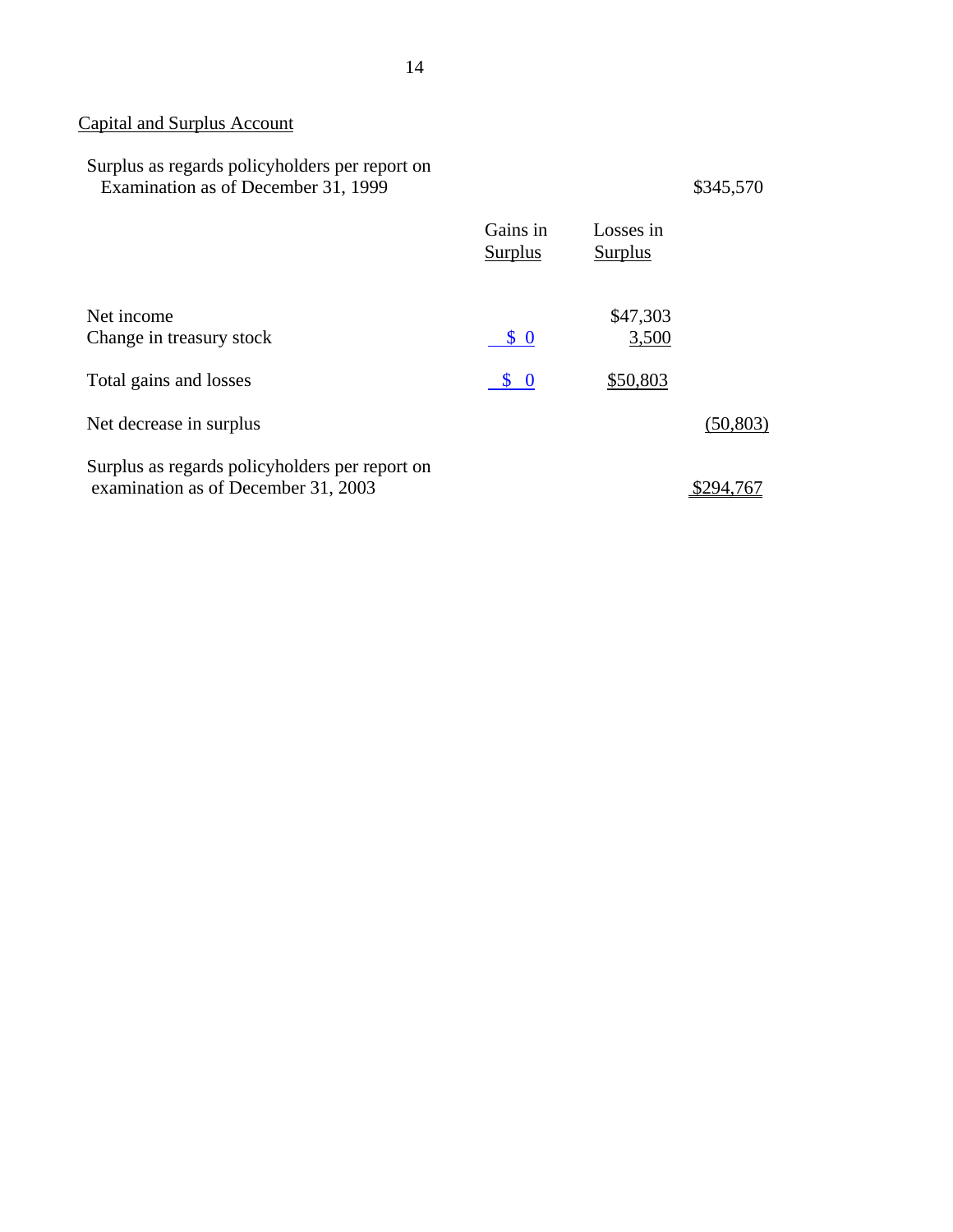Capital and Surplus Account

| | Gains in Surplus | Losses in Surplus | |
|---|---|---|---|
| Surplus as regards policyholders per report on Examination as of December 31, 1999 | | | $345,570 |
| Net income | | $47,303 | |
| Change in treasury stock | $ 0 | 3,500 | |
| Total gains and losses | $ 0 | $50,803 | |
| Net decrease in surplus | | | (50,803) |
| Surplus as regards policyholders per report on examination as of December 31, 2003 | | | $294,767 |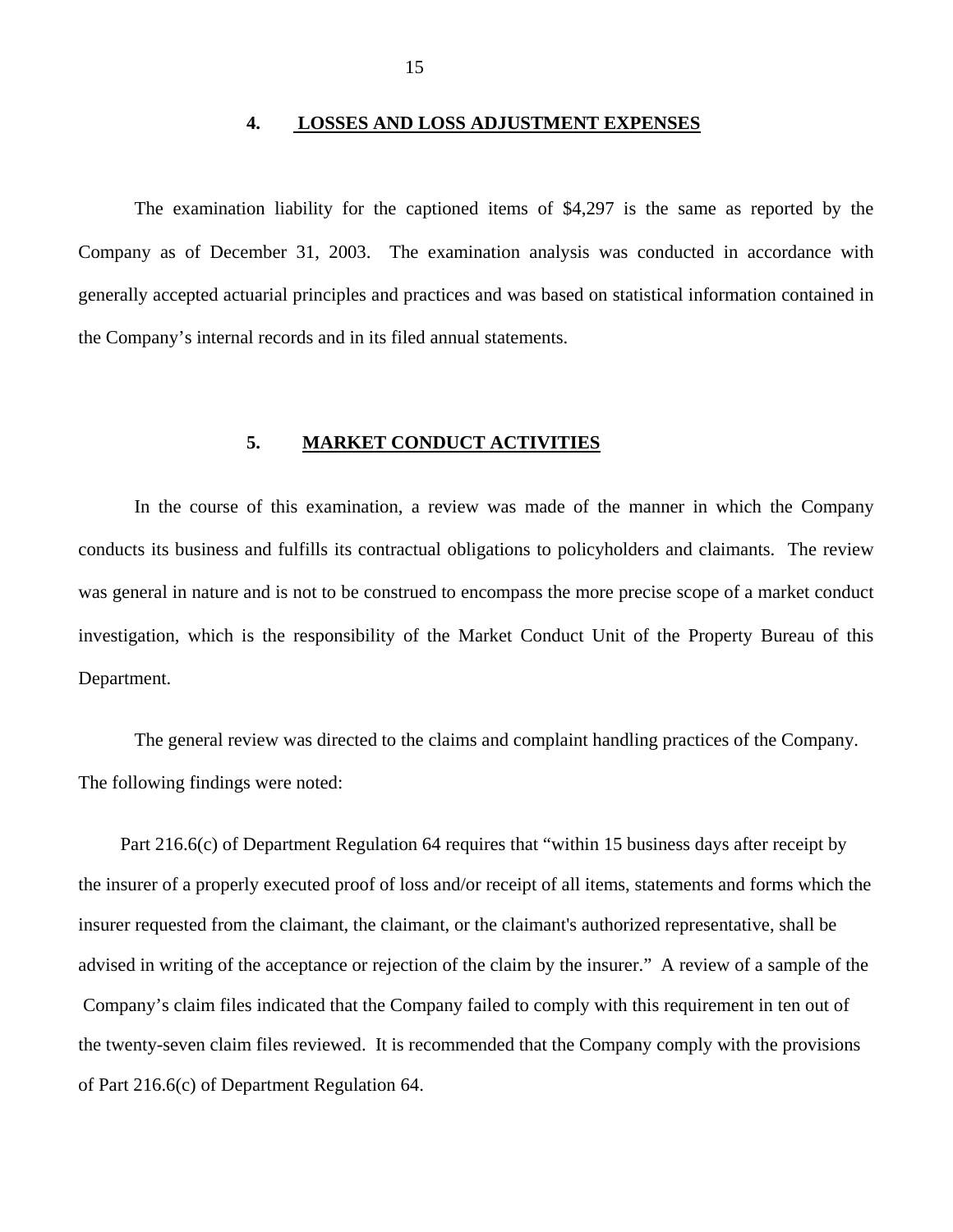## 4. LOSSES AND LOSS ADJUSTMENT EXPENSES

The examination liability for the captioned items of $4,297 is the same as reported by the Company as of December 31, 2003. The examination analysis was conducted in accordance with generally accepted actuarial principles and practices and was based on statistical information contained in the Company's internal records and in its filed annual statements.

## 5. MARKET CONDUCT ACTIVITIES

In the course of this examination, a review was made of the manner in which the Company conducts its business and fulfills its contractual obligations to policyholders and claimants. The review was general in nature and is not to be construed to encompass the more precise scope of a market conduct investigation, which is the responsibility of the Market Conduct Unit of the Property Bureau of this Department.

The general review was directed to the claims and complaint handling practices of the Company. The following findings were noted:

Part 216.6(c) of Department Regulation 64 requires that "within 15 business days after receipt by the insurer of a properly executed proof of loss and/or receipt of all items, statements and forms which the insurer requested from the claimant, the claimant, or the claimant's authorized representative, shall be advised in writing of the acceptance or rejection of the claim by the insurer." A review of a sample of the Company's claim files indicated that the Company failed to comply with this requirement in ten out of the twenty-seven claim files reviewed. It is recommended that the Company comply with the provisions of Part 216.6(c) of Department Regulation 64.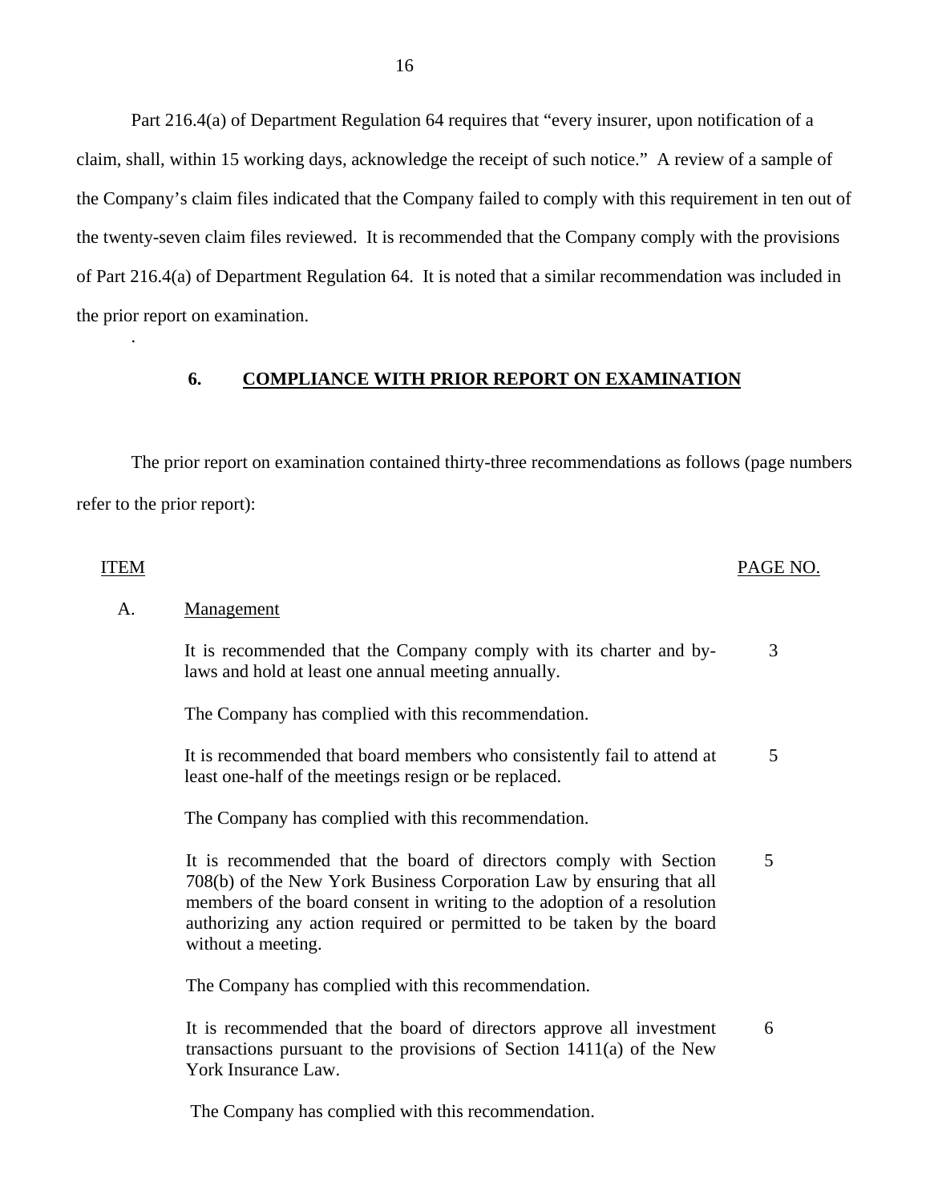Part 216.4(a) of Department Regulation 64 requires that "every insurer, upon notification of a claim, shall, within 15 working days, acknowledge the receipt of such notice." A review of a sample of the Company's claim files indicated that the Company failed to comply with this requirement in ten out of the twenty-seven claim files reviewed. It is recommended that the Company comply with the provisions of Part 216.4(a) of Department Regulation 64. It is noted that a similar recommendation was included in the prior report on examination.

## 6. COMPLIANCE WITH PRIOR REPORT ON EXAMINATION

The prior report on examination contained thirty-three recommendations as follows (page numbers refer to the prior report):

| ITEM | | PAGE NO. |
|---|---|---|
| A. | Management | |
| | It is recommended that the Company comply with its charter and by-laws and hold at least one annual meeting annually. | 3 |
| | The Company has complied with this recommendation. | |
| | It is recommended that board members who consistently fail to attend at least one-half of the meetings resign or be replaced. | 5 |
| | The Company has complied with this recommendation. | |
| | It is recommended that the board of directors comply with Section 708(b) of the New York Business Corporation Law by ensuring that all members of the board consent in writing to the adoption of a resolution authorizing any action required or permitted to be taken by the board without a meeting. | 5 |
| | The Company has complied with this recommendation. | |
| | It is recommended that the board of directors approve all investment transactions pursuant to the provisions of Section 1411(a) of the New York Insurance Law. | 6 |
| | The Company has complied with this recommendation. | |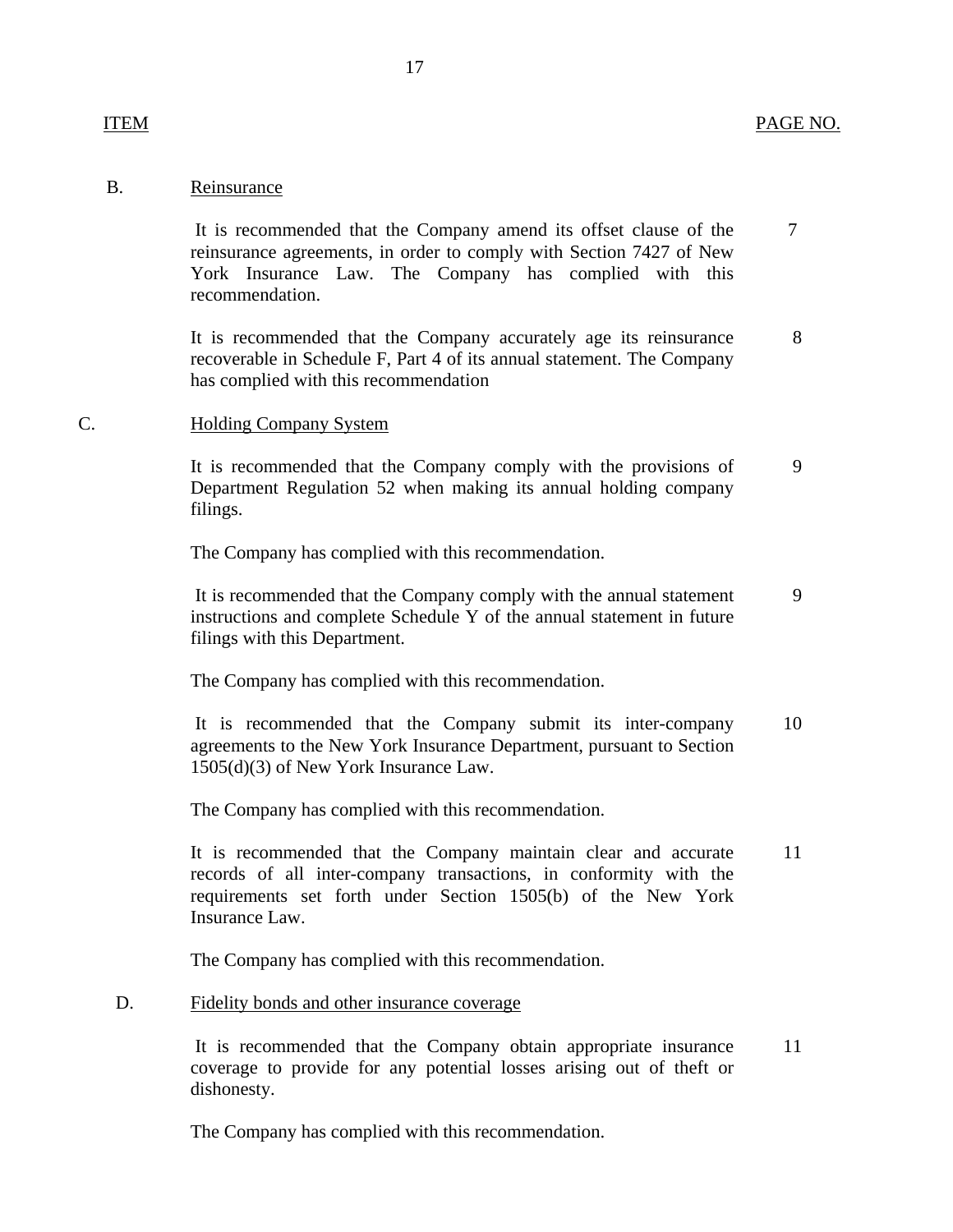| ITEM | | PAGE NO. |
|---|---|---|
| B. | Reinsurance | |
| | It is recommended that the Company amend its offset clause of the reinsurance agreements, in order to comply with Section 7427 of New York Insurance Law. The Company has complied with this recommendation. | 7 |
| | It is recommended that the Company accurately age its reinsurance recoverable in Schedule F, Part 4 of its annual statement. The Company has complied with this recommendation | 8 |
| C. | Holding Company System | |
| | It is recommended that the Company comply with the provisions of Department Regulation 52 when making its annual holding company filings. | 9 |
| | The Company has complied with this recommendation. | |
| | It is recommended that the Company comply with the annual statement instructions and complete Schedule Y of the annual statement in future filings with this Department. | 9 |
| | The Company has complied with this recommendation. | |
| | It is recommended that the Company submit its inter-company agreements to the New York Insurance Department, pursuant to Section 1505(d)(3) of New York Insurance Law. | 10 |
| | The Company has complied with this recommendation. | |
| | It is recommended that the Company maintain clear and accurate records of all inter-company transactions, in conformity with the requirements set forth under Section 1505(b) of the New York Insurance Law. | 11 |
| | The Company has complied with this recommendation. | |
| D. | Fidelity bonds and other insurance coverage | |
| | It is recommended that the Company obtain appropriate insurance coverage to provide for any potential losses arising out of theft or dishonesty. | 11 |
| | The Company has complied with this recommendation. | |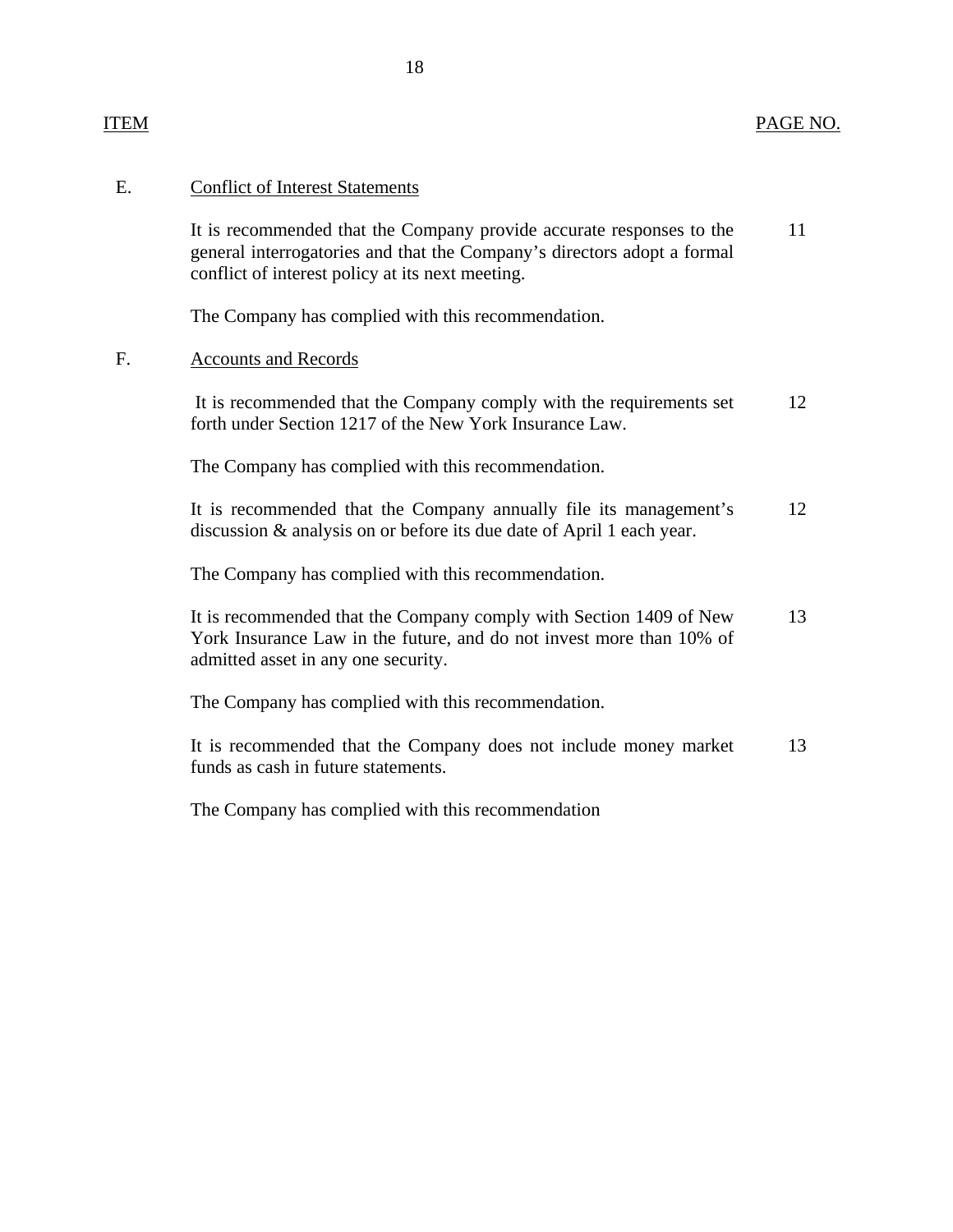| ITEM | | PAGE NO. |
|---|---|---|
| E. | Conflict of Interest Statements | |
| | It is recommended that the Company provide accurate responses to the general interrogatories and that the Company's directors adopt a formal conflict of interest policy at its next meeting. | 11 |
| | The Company has complied with this recommendation. | |
| F. | Accounts and Records | |
| | It is recommended that the Company comply with the requirements set forth under Section 1217 of the New York Insurance Law. | 12 |
| | The Company has complied with this recommendation. | |
| | It is recommended that the Company annually file its management's discussion & analysis on or before its due date of April 1 each year. | 12 |
| | The Company has complied with this recommendation. | |
| | It is recommended that the Company comply with Section 1409 of New York Insurance Law in the future, and do not invest more than 10% of admitted asset in any one security. | 13 |
| | The Company has complied with this recommendation. | |
| | It is recommended that the Company does not include money market funds as cash in future statements. | 13 |
| | The Company has complied with this recommendation | |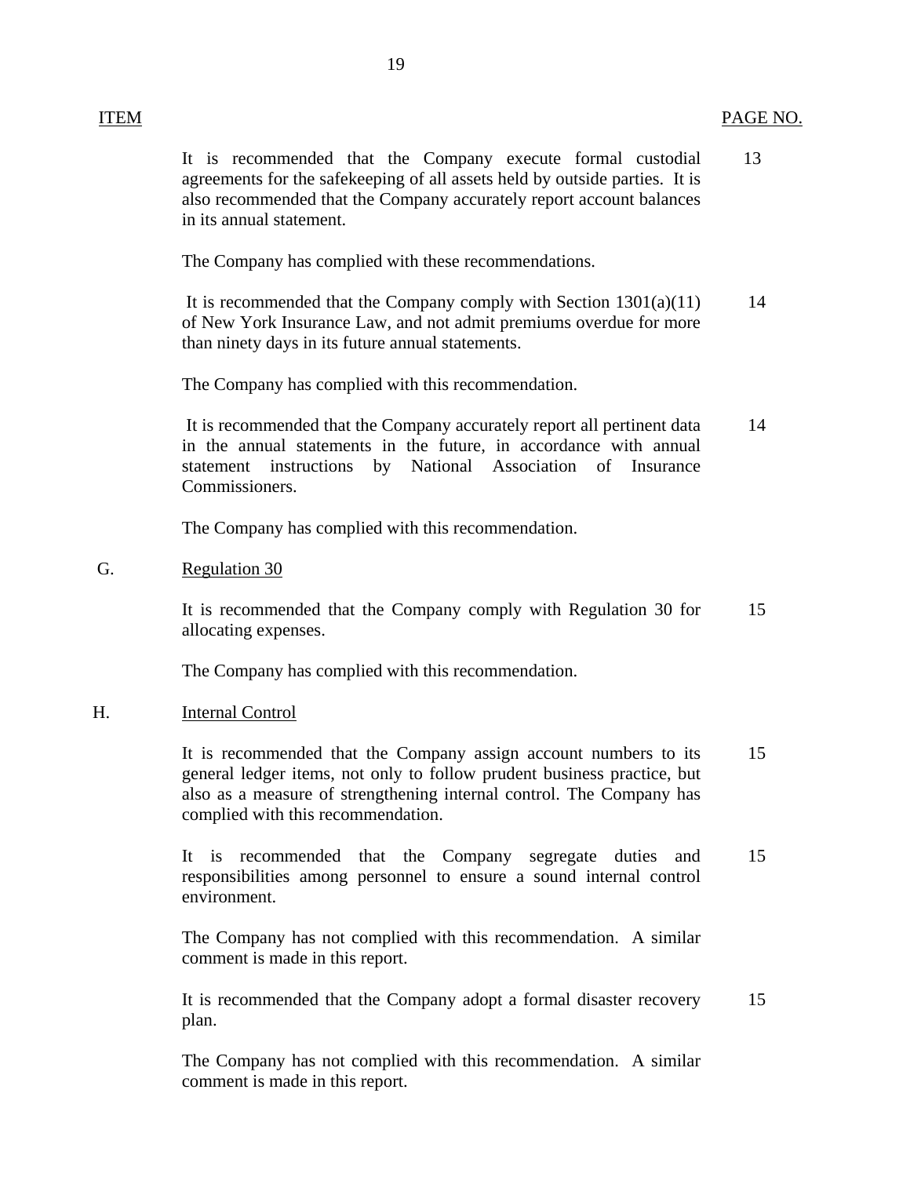| ITEM | | PAGE NO. |
|---|---|---|
| | It is recommended that the Company execute formal custodial agreements for the safekeeping of all assets held by outside parties. It is also recommended that the Company accurately report account balances in its annual statement. | 13 |
| | The Company has complied with these recommendations. | |
| | It is recommended that the Company comply with Section 1301(a)(11) of New York Insurance Law, and not admit premiums overdue for more than ninety days in its future annual statements. | 14 |
| | The Company has complied with this recommendation. | |
| | It is recommended that the Company accurately report all pertinent data in the annual statements in the future, in accordance with annual statement instructions by National Association of Insurance Commissioners. | 14 |
| | The Company has complied with this recommendation. | |
| G. | Regulation 30 | |
| | It is recommended that the Company comply with Regulation 30 for allocating expenses. | 15 |
| | The Company has complied with this recommendation. | |
| H. | Internal Control | |
| | It is recommended that the Company assign account numbers to its general ledger items, not only to follow prudent business practice, but also as a measure of strengthening internal control. The Company has complied with this recommendation. | 15 |
| | It is recommended that the Company segregate duties and responsibilities among personnel to ensure a sound internal control environment. | 15 |
| | The Company has not complied with this recommendation. A similar comment is made in this report. | |
| | It is recommended that the Company adopt a formal disaster recovery plan. | 15 |
| | The Company has not complied with this recommendation. A similar comment is made in this report. | |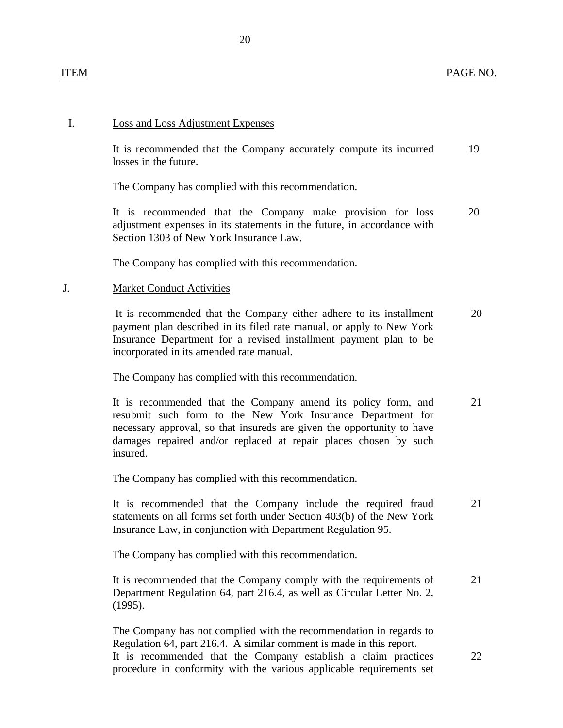| ITEM | | PAGE NO. |
|---|---|---|
| I. | Loss and Loss Adjustment Expenses | |
| | It is recommended that the Company accurately compute its incurred losses in the future. | 19 |
| | The Company has complied with this recommendation. | |
| | It is recommended that the Company make provision for loss adjustment expenses in its statements in the future, in accordance with Section 1303 of New York Insurance Law. | 20 |
| | The Company has complied with this recommendation. | |
| J. | Market Conduct Activities | |
| | It is recommended that the Company either adhere to its installment payment plan described in its filed rate manual, or apply to New York Insurance Department for a revised installment payment plan to be incorporated in its amended rate manual. | 20 |
| | The Company has complied with this recommendation. | |
| | It is recommended that the Company amend its policy form, and resubmit such form to the New York Insurance Department for necessary approval, so that insureds are given the opportunity to have damages repaired and/or replaced at repair places chosen by such insured. | 21 |
| | The Company has complied with this recommendation. | |
| | It is recommended that the Company include the required fraud statements on all forms set forth under Section 403(b) of the New York Insurance Law, in conjunction with Department Regulation 95. | 21 |
| | The Company has complied with this recommendation. | |
| | It is recommended that the Company comply with the requirements of Department Regulation 64, part 216.4, as well as Circular Letter No. 2, (1995). | 21 |
| | The Company has not complied with the recommendation in regards to Regulation 64, part 216.4. A similar comment is made in this report. | |
| | It is recommended that the Company establish a claim practices procedure in conformity with the various applicable requirements set | 22 |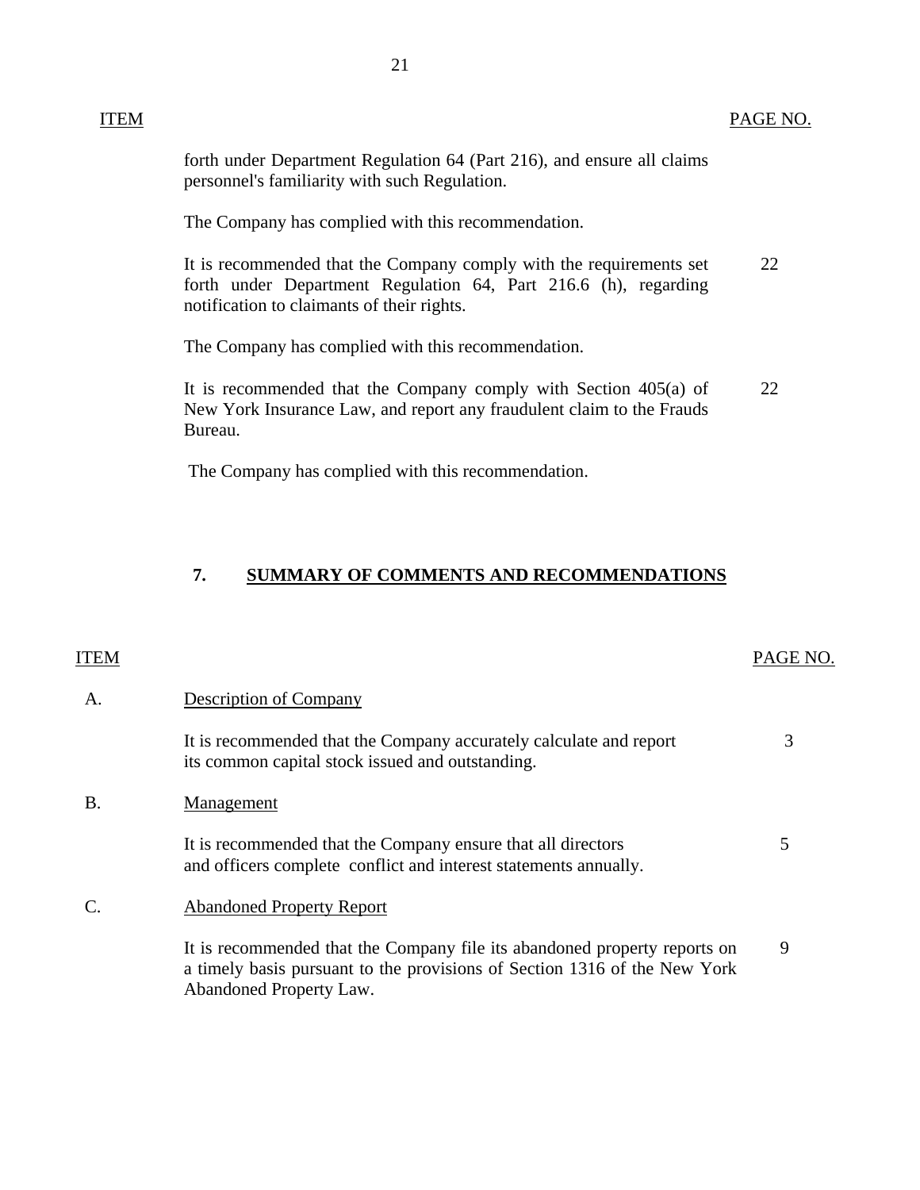| ITEM | | PAGE NO. |
| --- | --- | --- |
| | forth under Department Regulation 64 (Part 216), and ensure all claims personnel's familiarity with such Regulation. | |
| | The Company has complied with this recommendation. | |
| | It is recommended that the Company comply with the requirements set forth under Department Regulation 64, Part 216.6 (h), regarding notification to claimants of their rights. | 22 |
| | The Company has complied with this recommendation. | |
| | It is recommended that the Company comply with Section 405(a) of New York Insurance Law, and report any fraudulent claim to the Frauds Bureau. | 22 |
| | The Company has complied with this recommendation. | |

## 7. SUMMARY OF COMMENTS AND RECOMMENDATIONS

| ITEM | | PAGE NO. |
| --- | --- | --- |
| A. | Description of Company | |
| | It is recommended that the Company accurately calculate and report its common capital stock issued and outstanding. | 3 |
| B. | Management | |
| | It is recommended that the Company ensure that all directors and officers complete conflict and interest statements annually. | 5 |
| C. | Abandoned Property Report | |
| | It is recommended that the Company file its abandoned property reports on a timely basis pursuant to the provisions of Section 1316 of the New York Abandoned Property Law. | 9 |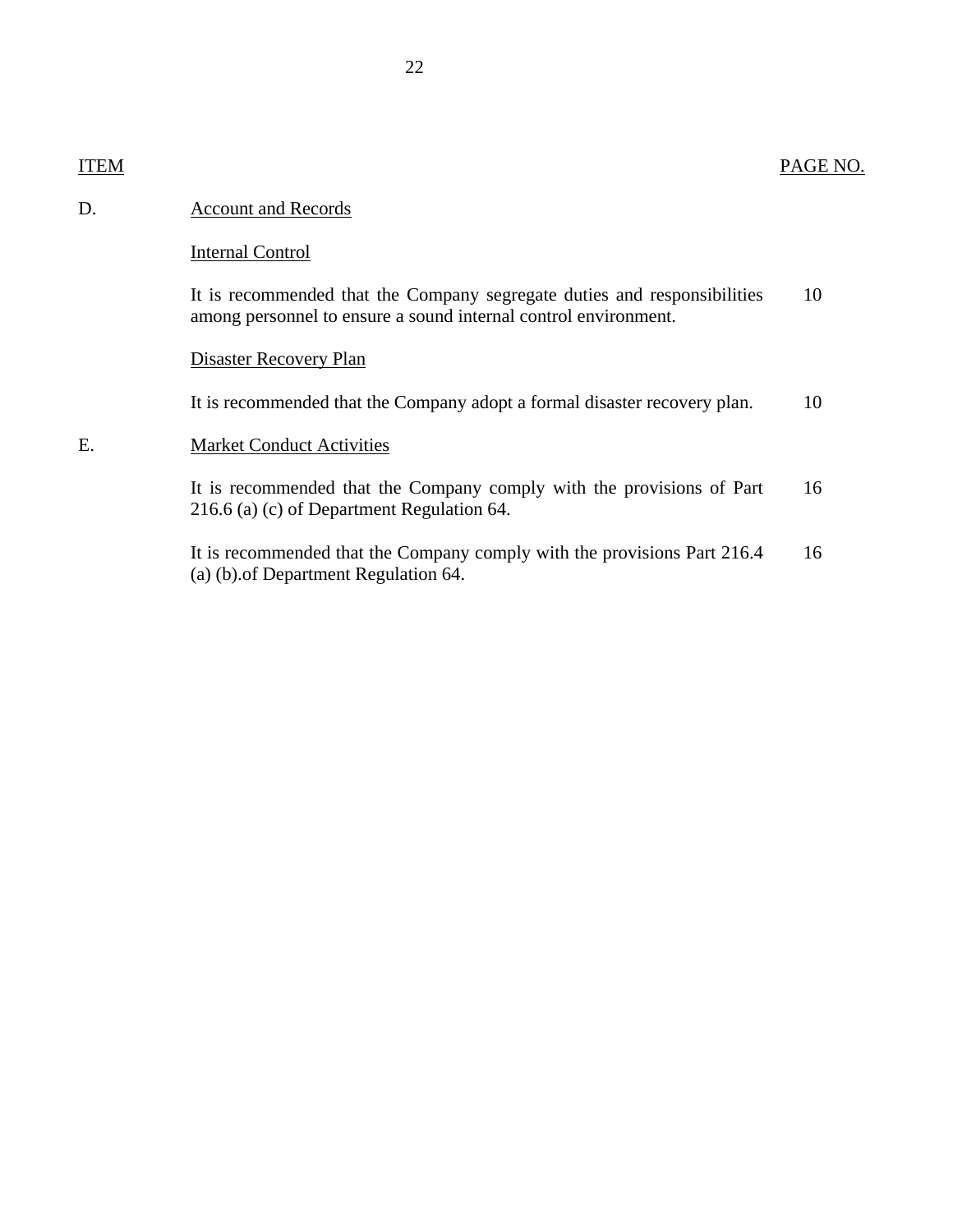| ITEM | | PAGE NO. |
|---|---|---|
| D. | Account and Records | |
| | Internal Control | |
| | It is recommended that the Company segregate duties and responsibilities among personnel to ensure a sound internal control environment. | 10 |
| | Disaster Recovery Plan | |
| | It is recommended that the Company adopt a formal disaster recovery plan. | 10 |
| E. | Market Conduct Activities | |
| | It is recommended that the Company comply with the provisions of Part 216.6 (a) (c) of Department Regulation 64. | 16 |
| | It is recommended that the Company comply with the provisions Part 216.4 (a) (b).of Department Regulation 64. | 16 |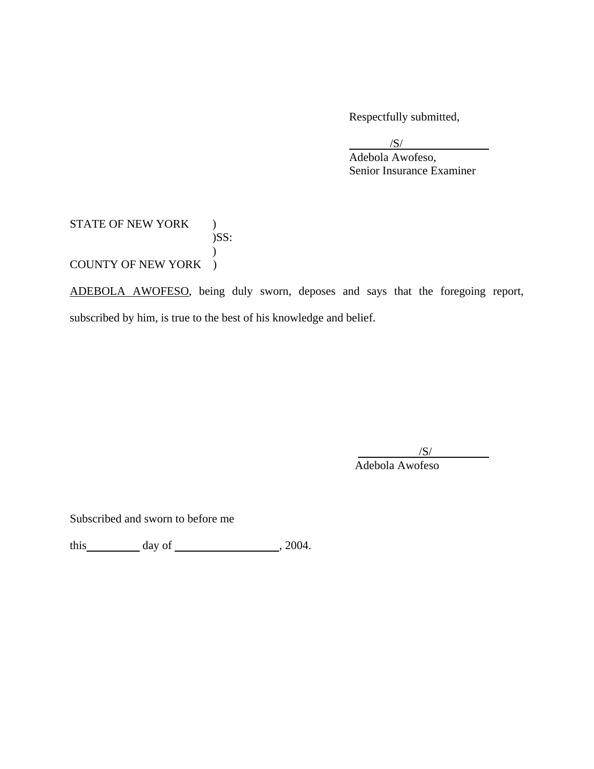Respectfully submitted,

/S/

Adebola Awofeso,
Senior Insurance Examiner

STATE OF NEW YORK )
)SS:
)
COUNTY OF NEW YORK )

ADEBOLA AWOFESO, being duly sworn, deposes and says that the foregoing report, subscribed by him, is true to the best of his knowledge and belief.

/S/

Adebola Awofeso

Subscribed and sworn to before me

this __________ day of __________________, 2004.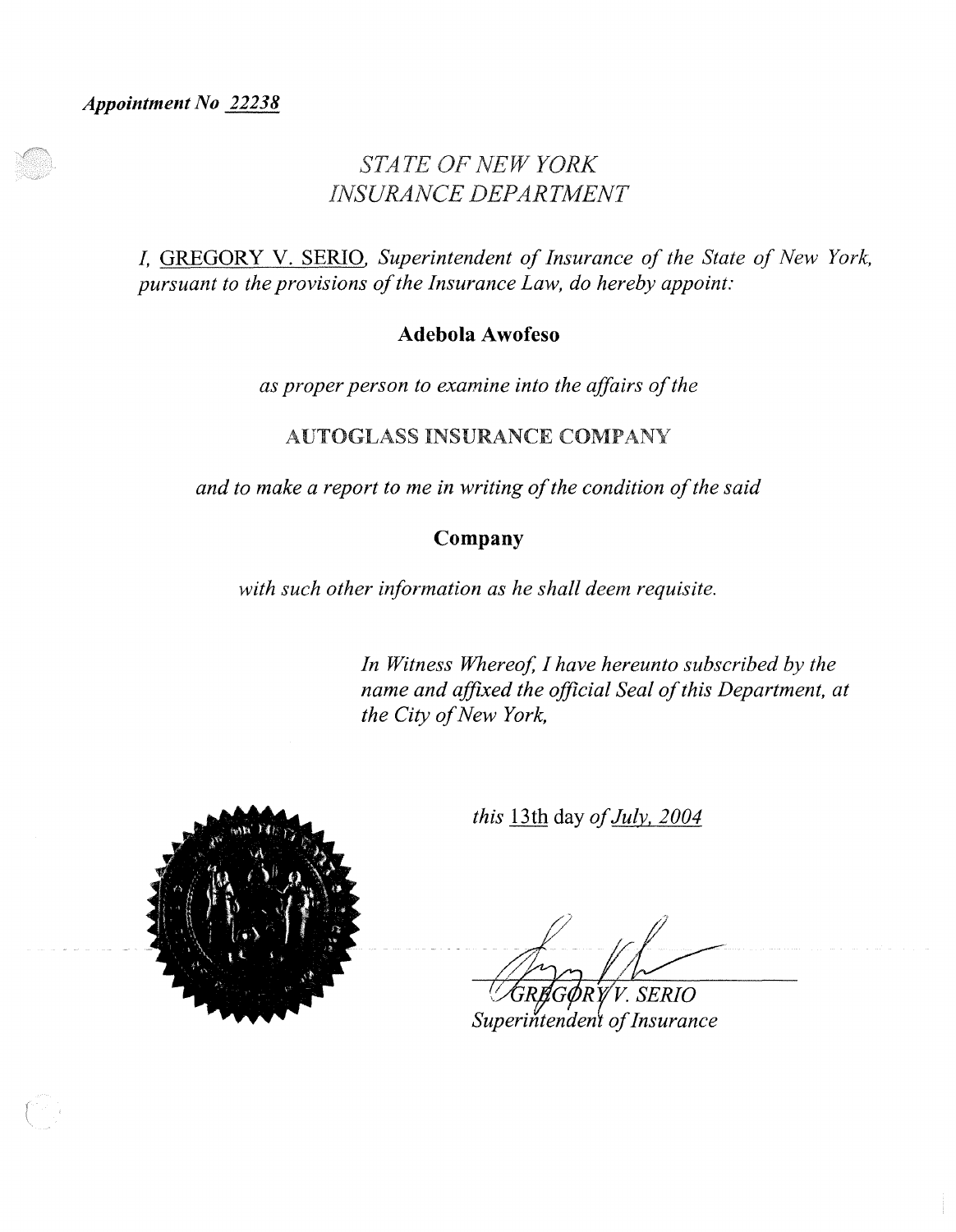*Appointment No 22238*

*STATE OF NEW YORK*
*INSURANCE DEPARTMENT*

*I,* GREGORY V. SERIO*, Superintendent of Insurance of the State of New York, pursuant to the provisions of the Insurance Law, do hereby appoint:*

**Adebola Awofeso**

*as proper person to examine into the affairs of the*

AUTOGLASS INSURANCE COMPANY

*and to make a report to me in writing of the condition of the said*

**Company**

*with such other information as he shall deem requisite.*

*In Witness Whereof, I have hereunto subscribed by the name and affixed the official Seal of this Department, at the City of New York,*

*this* 13th day *of July, 2004*

*GREGORY V. SERIO*
*Superintendent of Insurance*